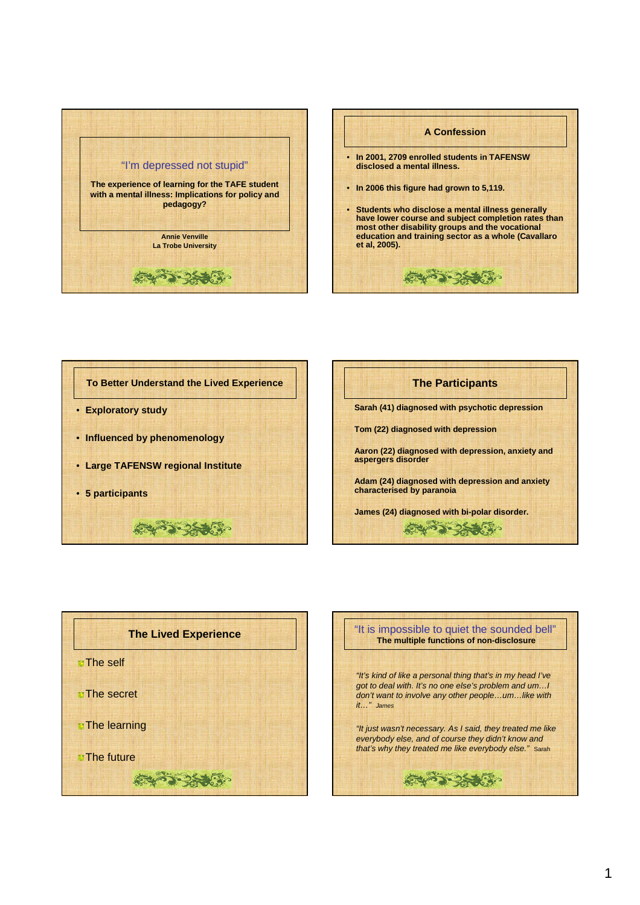## "I'm depressed not stupid"

**The experience of learning for the TAFE student with a mental illness: Implications for policy and pedagogy?**

**Annie Venville**
**La Trobe University**

## A Confession

- **In 2001, 2709 enrolled students in TAFENSW disclosed a mental illness.**
- **In 2006 this figure had grown to 5,119.**
- **Students who disclose a mental illness generally have lower course and subject completion rates than most other disability groups and the vocational education and training sector as a whole (Cavallaro et al, 2005).**

## To Better Understand the Lived Experience

- **Exploratory study**
- **Influenced by phenomenology**
- **Large TAFENSW regional Institute**
- **5 participants**

## The Participants

**Sarah (41) diagnosed with psychotic depression**

**Tom (22) diagnosed with depression**

**Aaron (22) diagnosed with depression, anxiety and aspergers disorder**

**Adam (24) diagnosed with depression and anxiety characterised by paranoia**

**James (24) diagnosed with bi-polar disorder.**

## The Lived Experience

- The self
- The secret
- The learning
- The future

## "It is impossible to quiet the sounded bell"

**The multiple functions of non-disclosure**

*"It's kind of like a personal thing that's in my head I've got to deal with. It's no one else's problem and um…I don't want to involve any other people…um…like with it…"* James

*"It just wasn't necessary. As I said, they treated me like everybody else, and of course they didn't know and that's why they treated me like everybody else."* Sarah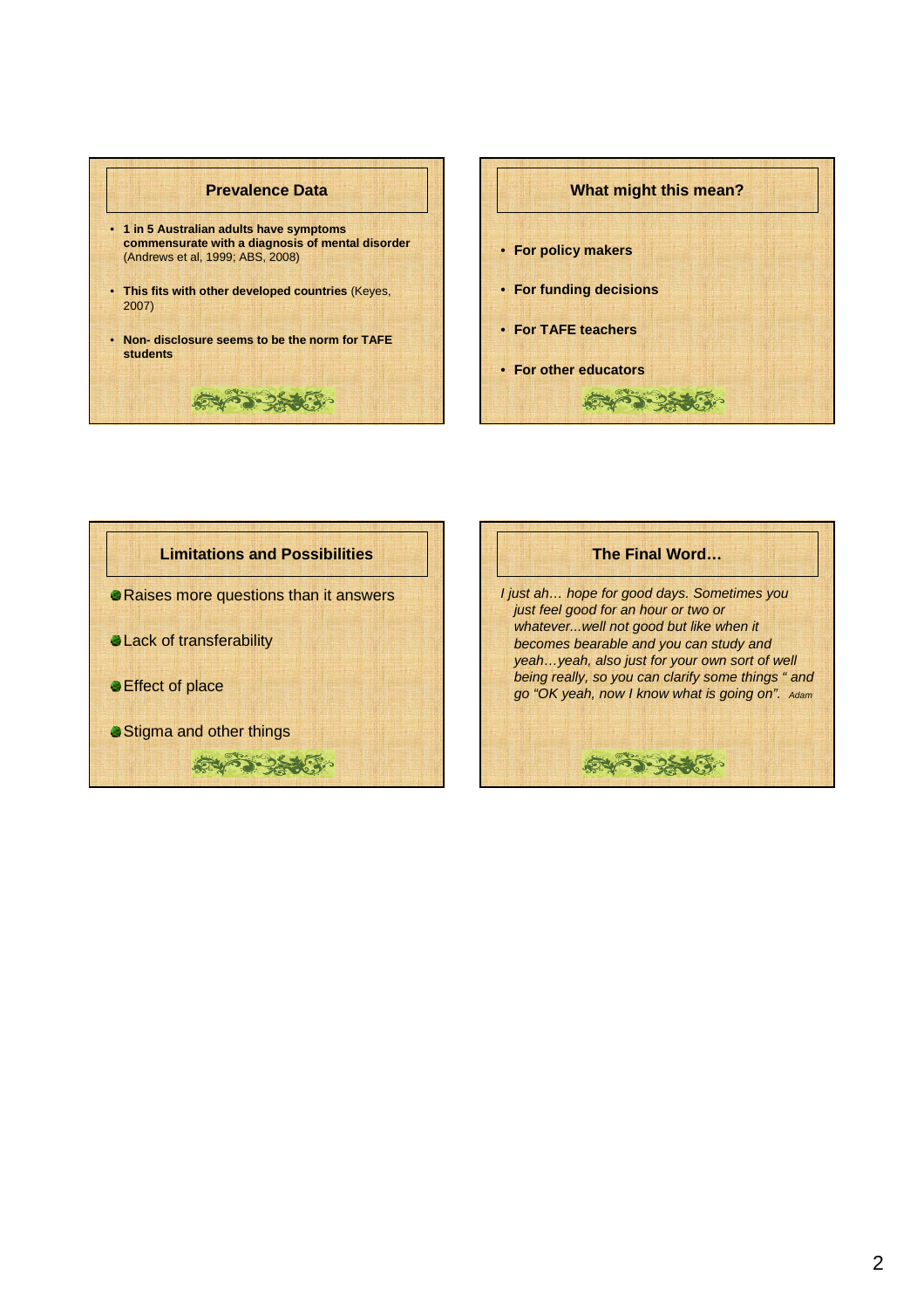## Prevalence Data

- **1 in 5 Australian adults have symptoms commensurate with a diagnosis of mental disorder** (Andrews et al, 1999; ABS, 2008)
- **This fits with other developed countries** (Keyes, 2007)
- **Non- disclosure seems to be the norm for TAFE students**

## What might this mean?

- **For policy makers**
- **For funding decisions**
- **For TAFE teachers**
- **For other educators**

## Limitations and Possibilities

- Raises more questions than it answers
- Lack of transferability
- Effect of place
- Stigma and other things

## The Final Word…

*I just ah… hope for good days. Sometimes you just feel good for an hour or two or whatever...well not good but like when it becomes bearable and you can study and yeah…yeah, also just for your own sort of well being really, so you can clarify some things " and go "OK yeah, now I know what is going on". Adam*